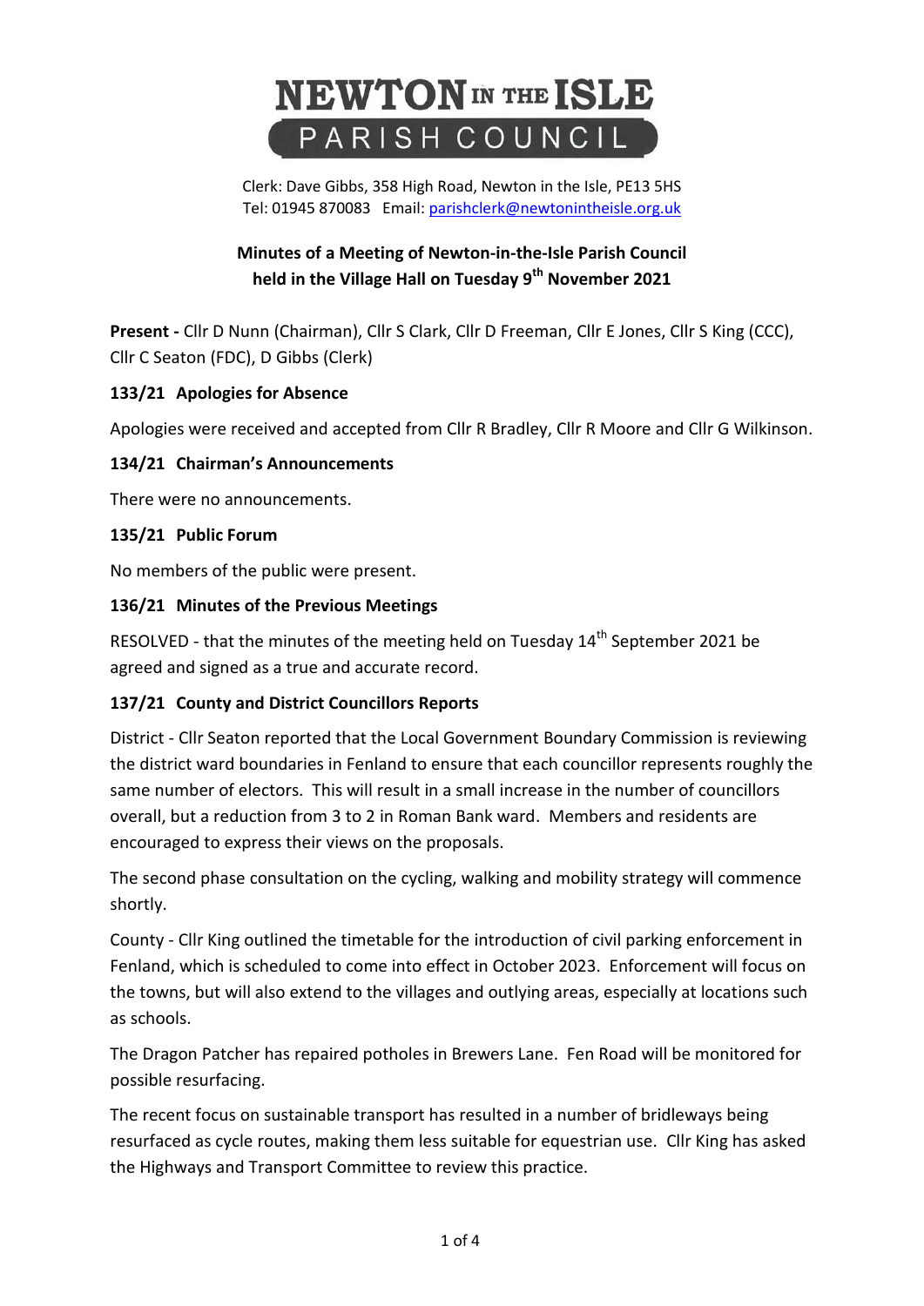# NEWTON IN THE ISLE PARISH COUNCIL

Clerk: Dave Gibbs, 358 High Road, Newton in the Isle, PE13 5HS
Tel: 01945 870083 Email: parishclerk@newtonintheisle.org.uk

## Minutes of a Meeting of Newton-in-the-Isle Parish Council held in the Village Hall on Tuesday 9th November 2021

**Present -** Cllr D Nunn (Chairman), Cllr S Clark, Cllr D Freeman, Cllr E Jones, Cllr S King (CCC), Cllr C Seaton (FDC), D Gibbs (Clerk)

### 133/21 Apologies for Absence

Apologies were received and accepted from Cllr R Bradley, Cllr R Moore and Cllr G Wilkinson.

### 134/21 Chairman's Announcements

There were no announcements.

### 135/21 Public Forum

No members of the public were present.

### 136/21 Minutes of the Previous Meetings

RESOLVED - that the minutes of the meeting held on Tuesday 14th September 2021 be agreed and signed as a true and accurate record.

### 137/21 County and District Councillors Reports

District - Cllr Seaton reported that the Local Government Boundary Commission is reviewing the district ward boundaries in Fenland to ensure that each councillor represents roughly the same number of electors. This will result in a small increase in the number of councillors overall, but a reduction from 3 to 2 in Roman Bank ward. Members and residents are encouraged to express their views on the proposals.

The second phase consultation on the cycling, walking and mobility strategy will commence shortly.

County - Cllr King outlined the timetable for the introduction of civil parking enforcement in Fenland, which is scheduled to come into effect in October 2023. Enforcement will focus on the towns, but will also extend to the villages and outlying areas, especially at locations such as schools.

The Dragon Patcher has repaired potholes in Brewers Lane. Fen Road will be monitored for possible resurfacing.

The recent focus on sustainable transport has resulted in a number of bridleways being resurfaced as cycle routes, making them less suitable for equestrian use. Cllr King has asked the Highways and Transport Committee to review this practice.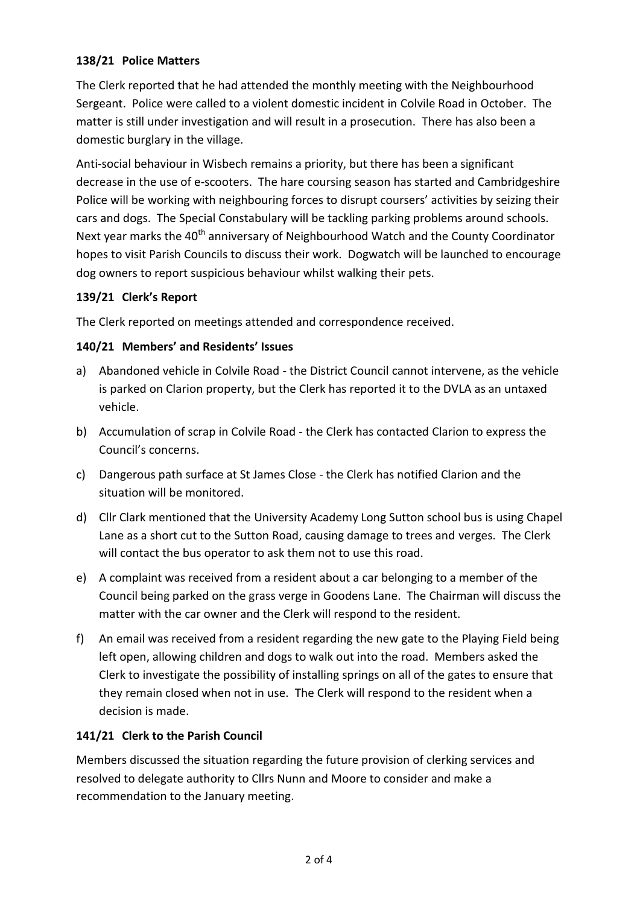### 138/21 Police Matters

The Clerk reported that he had attended the monthly meeting with the Neighbourhood Sergeant. Police were called to a violent domestic incident in Colvile Road in October. The matter is still under investigation and will result in a prosecution. There has also been a domestic burglary in the village.

Anti-social behaviour in Wisbech remains a priority, but there has been a significant decrease in the use of e-scooters. The hare coursing season has started and Cambridgeshire Police will be working with neighbouring forces to disrupt coursers' activities by seizing their cars and dogs. The Special Constabulary will be tackling parking problems around schools. Next year marks the 40th anniversary of Neighbourhood Watch and the County Coordinator hopes to visit Parish Councils to discuss their work. Dogwatch will be launched to encourage dog owners to report suspicious behaviour whilst walking their pets.

### 139/21 Clerk's Report

The Clerk reported on meetings attended and correspondence received.

### 140/21 Members' and Residents' Issues

a) Abandoned vehicle in Colvile Road - the District Council cannot intervene, as the vehicle is parked on Clarion property, but the Clerk has reported it to the DVLA as an untaxed vehicle.

b) Accumulation of scrap in Colvile Road - the Clerk has contacted Clarion to express the Council's concerns.

c) Dangerous path surface at St James Close - the Clerk has notified Clarion and the situation will be monitored.

d) Cllr Clark mentioned that the University Academy Long Sutton school bus is using Chapel Lane as a short cut to the Sutton Road, causing damage to trees and verges. The Clerk will contact the bus operator to ask them not to use this road.

e) A complaint was received from a resident about a car belonging to a member of the Council being parked on the grass verge in Goodens Lane. The Chairman will discuss the matter with the car owner and the Clerk will respond to the resident.

f) An email was received from a resident regarding the new gate to the Playing Field being left open, allowing children and dogs to walk out into the road. Members asked the Clerk to investigate the possibility of installing springs on all of the gates to ensure that they remain closed when not in use. The Clerk will respond to the resident when a decision is made.

### 141/21 Clerk to the Parish Council

Members discussed the situation regarding the future provision of clerking services and resolved to delegate authority to Cllrs Nunn and Moore to consider and make a recommendation to the January meeting.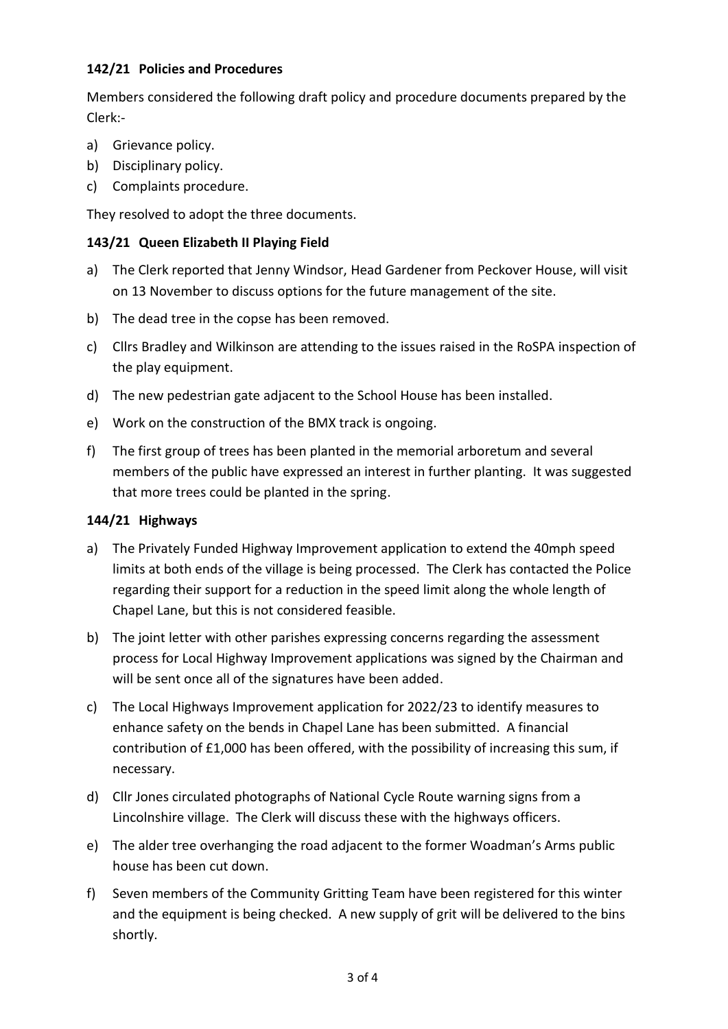### 142/21 Policies and Procedures

Members considered the following draft policy and procedure documents prepared by the Clerk:-

a) Grievance policy.
b) Disciplinary policy.
c) Complaints procedure.

They resolved to adopt the three documents.

### 143/21 Queen Elizabeth II Playing Field

a) The Clerk reported that Jenny Windsor, Head Gardener from Peckover House, will visit on 13 November to discuss options for the future management of the site.
b) The dead tree in the copse has been removed.
c) Cllrs Bradley and Wilkinson are attending to the issues raised in the RoSPA inspection of the play equipment.
d) The new pedestrian gate adjacent to the School House has been installed.
e) Work on the construction of the BMX track is ongoing.
f) The first group of trees has been planted in the memorial arboretum and several members of the public have expressed an interest in further planting. It was suggested that more trees could be planted in the spring.

### 144/21 Highways

a) The Privately Funded Highway Improvement application to extend the 40mph speed limits at both ends of the village is being processed. The Clerk has contacted the Police regarding their support for a reduction in the speed limit along the whole length of Chapel Lane, but this is not considered feasible.
b) The joint letter with other parishes expressing concerns regarding the assessment process for Local Highway Improvement applications was signed by the Chairman and will be sent once all of the signatures have been added.
c) The Local Highways Improvement application for 2022/23 to identify measures to enhance safety on the bends in Chapel Lane has been submitted. A financial contribution of £1,000 has been offered, with the possibility of increasing this sum, if necessary.
d) Cllr Jones circulated photographs of National Cycle Route warning signs from a Lincolnshire village. The Clerk will discuss these with the highways officers.
e) The alder tree overhanging the road adjacent to the former Woadman's Arms public house has been cut down.
f) Seven members of the Community Gritting Team have been registered for this winter and the equipment is being checked. A new supply of grit will be delivered to the bins shortly.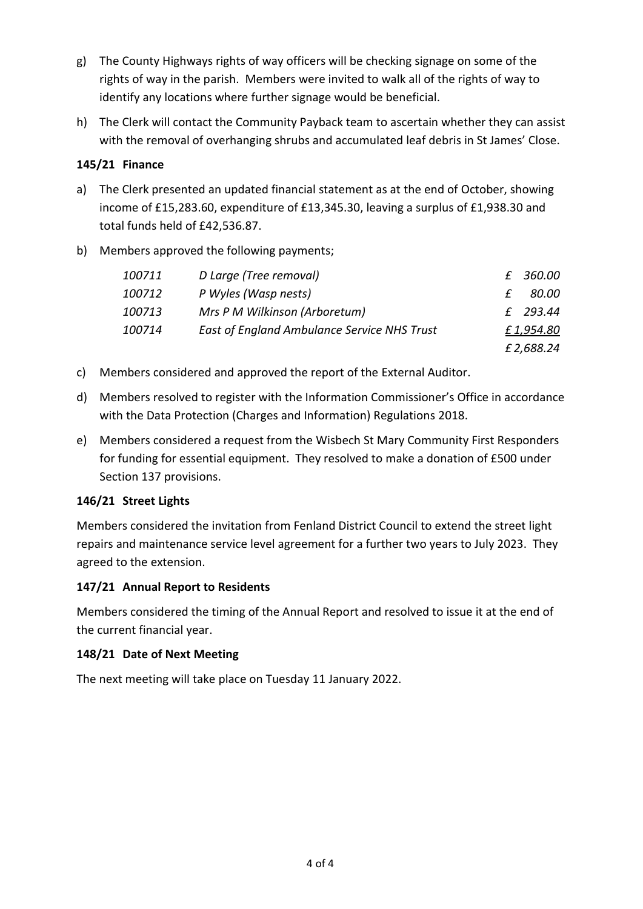g) The County Highways rights of way officers will be checking signage on some of the rights of way in the parish. Members were invited to walk all of the rights of way to identify any locations where further signage would be beneficial.

h) The Clerk will contact the Community Payback team to ascertain whether they can assist with the removal of overhanging shrubs and accumulated leaf debris in St James' Close.

**145/21 Finance**

a) The Clerk presented an updated financial statement as at the end of October, showing income of £15,283.60, expenditure of £13,345.30, leaving a surplus of £1,938.30 and total funds held of £42,536.87.

b) Members approved the following payments;

| | | |
|---|---|---|
| *100711* | *D Large (Tree removal)* | *£ 360.00* |
| *100712* | *P Wyles (Wasp nests)* | *£ 80.00* |
| *100713* | *Mrs P M Wilkinson (Arboretum)* | *£ 293.44* |
| *100714* | *East of England Ambulance Service NHS Trust* | *£ 1,954.80* |
| | | *£ 2,688.24* |

c) Members considered and approved the report of the External Auditor.

d) Members resolved to register with the Information Commissioner's Office in accordance with the Data Protection (Charges and Information) Regulations 2018.

e) Members considered a request from the Wisbech St Mary Community First Responders for funding for essential equipment. They resolved to make a donation of £500 under Section 137 provisions.

**146/21 Street Lights**

Members considered the invitation from Fenland District Council to extend the street light repairs and maintenance service level agreement for a further two years to July 2023. They agreed to the extension.

**147/21 Annual Report to Residents**

Members considered the timing of the Annual Report and resolved to issue it at the end of the current financial year.

**148/21 Date of Next Meeting**

The next meeting will take place on Tuesday 11 January 2022.